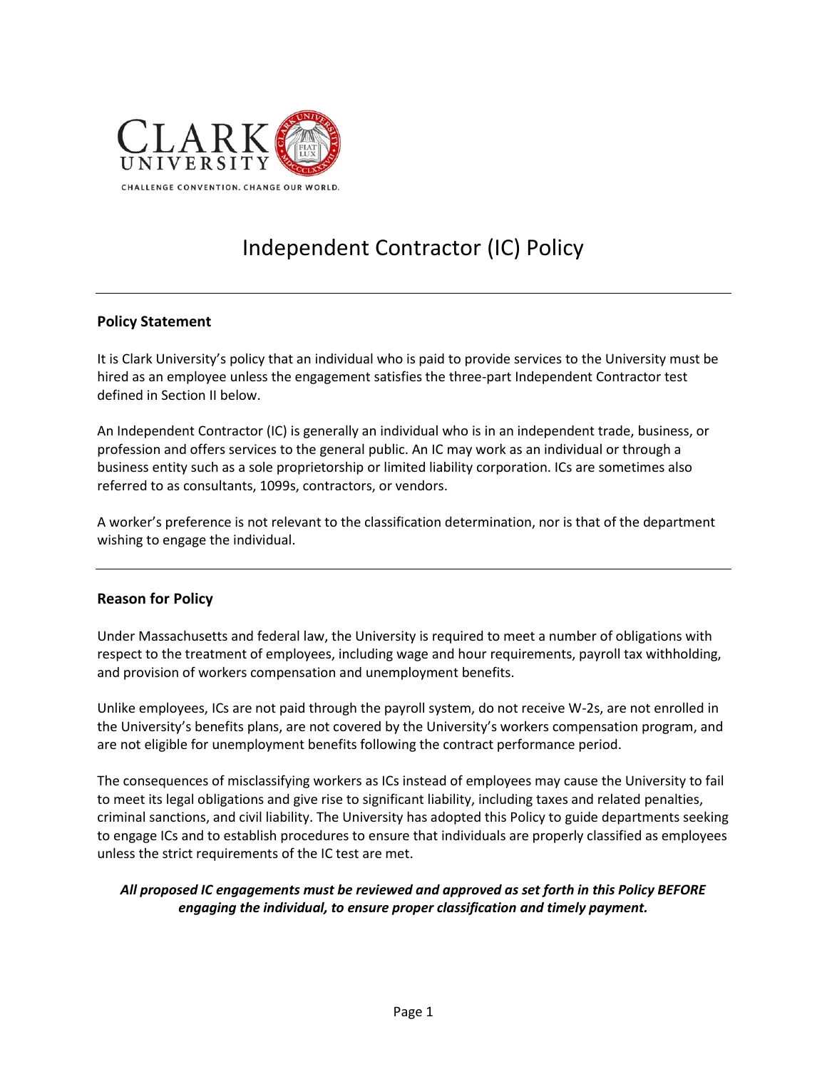CLARK UNIVERSITY

CHALLENGE CONVENTION. CHANGE OUR WORLD.

# Independent Contractor (IC) Policy

## Policy Statement

It is Clark University's policy that an individual who is paid to provide services to the University must be hired as an employee unless the engagement satisfies the three-part Independent Contractor test defined in Section II below.

An Independent Contractor (IC) is generally an individual who is in an independent trade, business, or profession and offers services to the general public. An IC may work as an individual or through a business entity such as a sole proprietorship or limited liability corporation. ICs are sometimes also referred to as consultants, 1099s, contractors, or vendors.

A worker's preference is not relevant to the classification determination, nor is that of the department wishing to engage the individual.

## Reason for Policy

Under Massachusetts and federal law, the University is required to meet a number of obligations with respect to the treatment of employees, including wage and hour requirements, payroll tax withholding, and provision of workers compensation and unemployment benefits.

Unlike employees, ICs are not paid through the payroll system, do not receive W-2s, are not enrolled in the University's benefits plans, are not covered by the University's workers compensation program, and are not eligible for unemployment benefits following the contract performance period.

The consequences of misclassifying workers as ICs instead of employees may cause the University to fail to meet its legal obligations and give rise to significant liability, including taxes and related penalties, criminal sanctions, and civil liability. The University has adopted this Policy to guide departments seeking to engage ICs and to establish procedures to ensure that individuals are properly classified as employees unless the strict requirements of the IC test are met.

***All proposed IC engagements must be reviewed and approved as set forth in this Policy BEFORE engaging the individual, to ensure proper classification and timely payment.***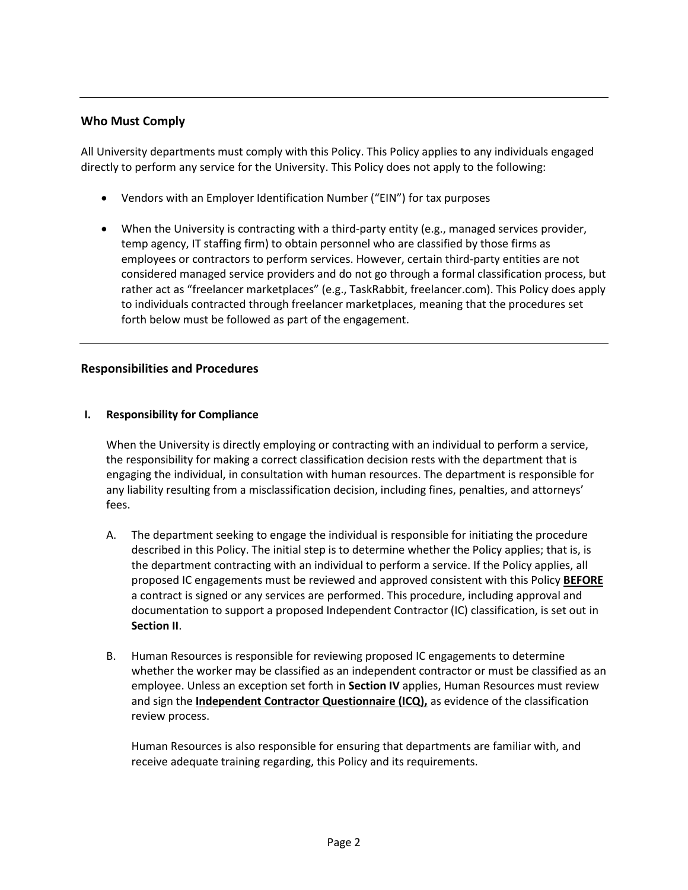## Who Must Comply

All University departments must comply with this Policy. This Policy applies to any individuals engaged directly to perform any service for the University. This Policy does not apply to the following:

- Vendors with an Employer Identification Number ("EIN") for tax purposes
- When the University is contracting with a third-party entity (e.g., managed services provider, temp agency, IT staffing firm) to obtain personnel who are classified by those firms as employees or contractors to perform services. However, certain third-party entities are not considered managed service providers and do not go through a formal classification process, but rather act as "freelancer marketplaces" (e.g., TaskRabbit, freelancer.com). This Policy does apply to individuals contracted through freelancer marketplaces, meaning that the procedures set forth below must be followed as part of the engagement.

---

## Responsibilities and Procedures

### I. Responsibility for Compliance

When the University is directly employing or contracting with an individual to perform a service, the responsibility for making a correct classification decision rests with the department that is engaging the individual, in consultation with human resources. The department is responsible for any liability resulting from a misclassification decision, including fines, penalties, and attorneys' fees.

A. The department seeking to engage the individual is responsible for initiating the procedure described in this Policy. The initial step is to determine whether the Policy applies; that is, is the department contracting with an individual to perform a service. If the Policy applies, all proposed IC engagements must be reviewed and approved consistent with this Policy **BEFORE** a contract is signed or any services are performed. This procedure, including approval and documentation to support a proposed Independent Contractor (IC) classification, is set out in **Section II**.

B. Human Resources is responsible for reviewing proposed IC engagements to determine whether the worker may be classified as an independent contractor or must be classified as an employee. Unless an exception set forth in **Section IV** applies, Human Resources must review and sign the **Independent Contractor Questionnaire (ICQ),** as evidence of the classification review process.

Human Resources is also responsible for ensuring that departments are familiar with, and receive adequate training regarding, this Policy and its requirements.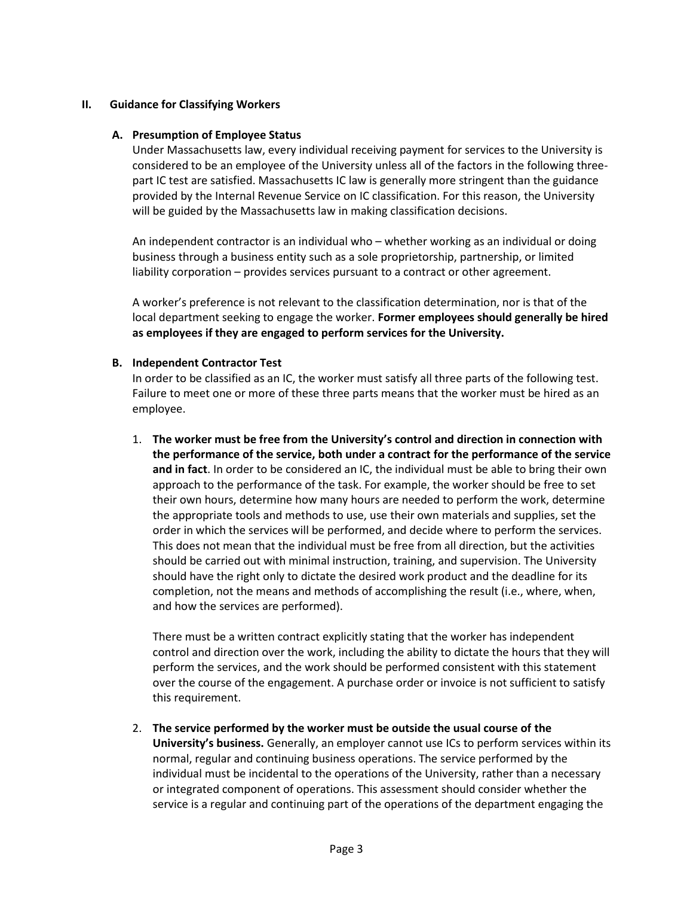## II. Guidance for Classifying Workers

### A. Presumption of Employee Status

Under Massachusetts law, every individual receiving payment for services to the University is considered to be an employee of the University unless all of the factors in the following three-part IC test are satisfied. Massachusetts IC law is generally more stringent than the guidance provided by the Internal Revenue Service on IC classification. For this reason, the University will be guided by the Massachusetts law in making classification decisions.

An independent contractor is an individual who – whether working as an individual or doing business through a business entity such as a sole proprietorship, partnership, or limited liability corporation – provides services pursuant to a contract or other agreement.

A worker's preference is not relevant to the classification determination, nor is that of the local department seeking to engage the worker. **Former employees should generally be hired as employees if they are engaged to perform services for the University.**

### B. Independent Contractor Test

In order to be classified as an IC, the worker must satisfy all three parts of the following test. Failure to meet one or more of these three parts means that the worker must be hired as an employee.

1. **The worker must be free from the University's control and direction in connection with the performance of the service, both under a contract for the performance of the service and in fact**. In order to be considered an IC, the individual must be able to bring their own approach to the performance of the task. For example, the worker should be free to set their own hours, determine how many hours are needed to perform the work, determine the appropriate tools and methods to use, use their own materials and supplies, set the order in which the services will be performed, and decide where to perform the services. This does not mean that the individual must be free from all direction, but the activities should be carried out with minimal instruction, training, and supervision. The University should have the right only to dictate the desired work product and the deadline for its completion, not the means and methods of accomplishing the result (i.e., where, when, and how the services are performed).

   There must be a written contract explicitly stating that the worker has independent control and direction over the work, including the ability to dictate the hours that they will perform the services, and the work should be performed consistent with this statement over the course of the engagement. A purchase order or invoice is not sufficient to satisfy this requirement.

2. **The service performed by the worker must be outside the usual course of the University's business.** Generally, an employer cannot use ICs to perform services within its normal, regular and continuing business operations. The service performed by the individual must be incidental to the operations of the University, rather than a necessary or integrated component of operations. This assessment should consider whether the service is a regular and continuing part of the operations of the department engaging the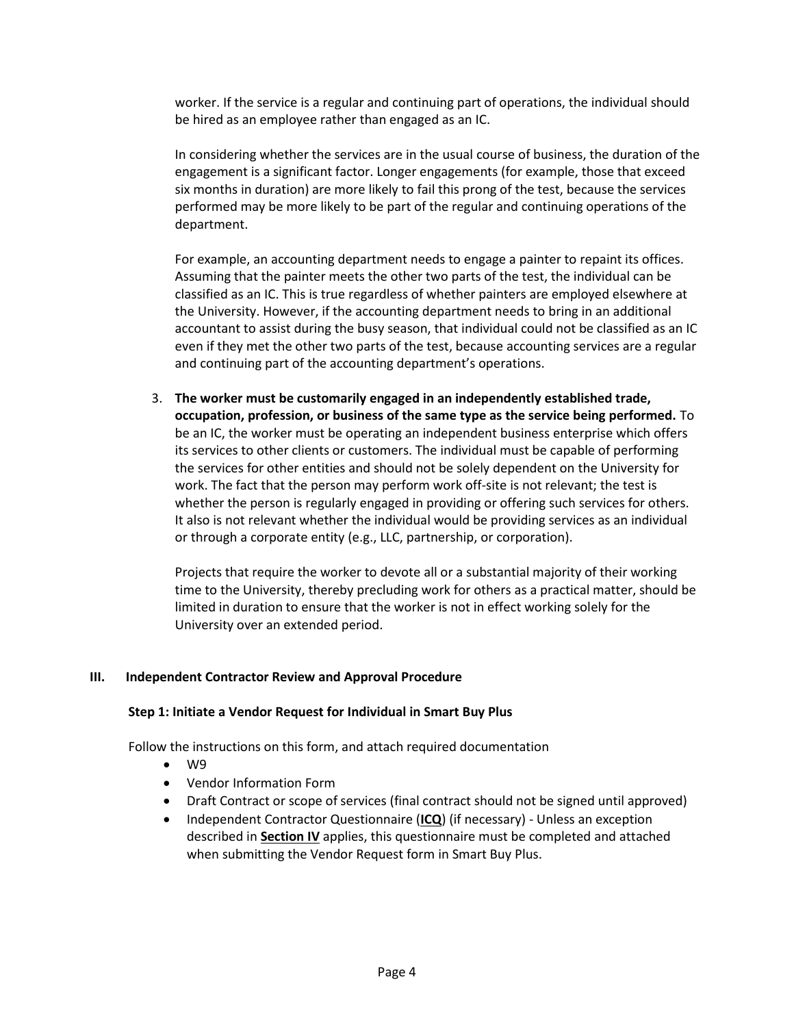worker. If the service is a regular and continuing part of operations, the individual should be hired as an employee rather than engaged as an IC.

In considering whether the services are in the usual course of business, the duration of the engagement is a significant factor. Longer engagements (for example, those that exceed six months in duration) are more likely to fail this prong of the test, because the services performed may be more likely to be part of the regular and continuing operations of the department.

For example, an accounting department needs to engage a painter to repaint its offices. Assuming that the painter meets the other two parts of the test, the individual can be classified as an IC. This is true regardless of whether painters are employed elsewhere at the University. However, if the accounting department needs to bring in an additional accountant to assist during the busy season, that individual could not be classified as an IC even if they met the other two parts of the test, because accounting services are a regular and continuing part of the accounting department's operations.

3. **The worker must be customarily engaged in an independently established trade, occupation, profession, or business of the same type as the service being performed.** To be an IC, the worker must be operating an independent business enterprise which offers its services to other clients or customers. The individual must be capable of performing the services for other entities and should not be solely dependent on the University for work. The fact that the person may perform work off-site is not relevant; the test is whether the person is regularly engaged in providing or offering such services for others. It also is not relevant whether the individual would be providing services as an individual or through a corporate entity (e.g., LLC, partnership, or corporation).

   Projects that require the worker to devote all or a substantial majority of their working time to the University, thereby precluding work for others as a practical matter, should be limited in duration to ensure that the worker is not in effect working solely for the University over an extended period.

## III. Independent Contractor Review and Approval Procedure

### Step 1: Initiate a Vendor Request for Individual in Smart Buy Plus

Follow the instructions on this form, and attach required documentation

- W9
- Vendor Information Form
- Draft Contract or scope of services (final contract should not be signed until approved)
- Independent Contractor Questionnaire (**ICQ**) (if necessary) - Unless an exception described in **Section IV** applies, this questionnaire must be completed and attached when submitting the Vendor Request form in Smart Buy Plus.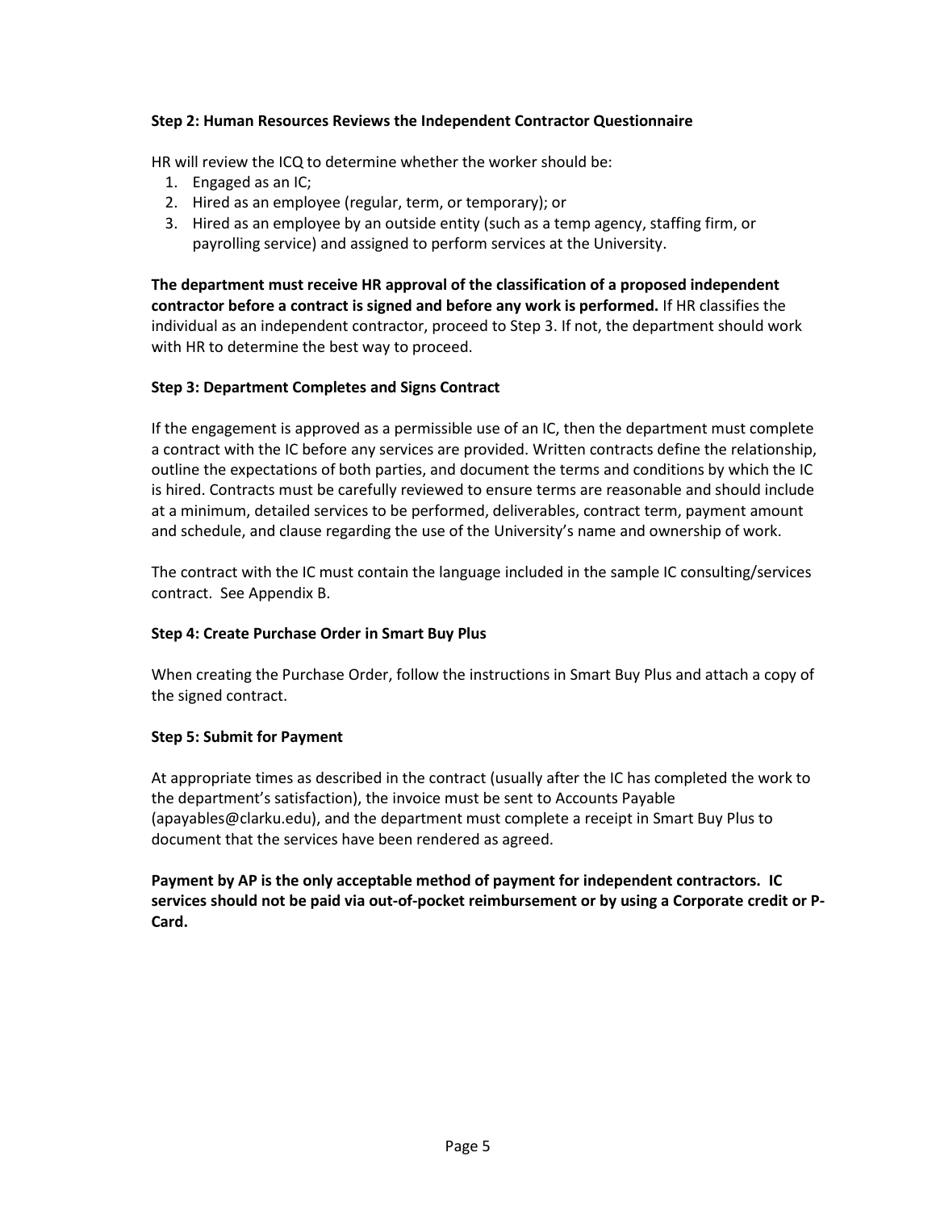**Step 2: Human Resources Reviews the Independent Contractor Questionnaire**

HR will review the ICQ to determine whether the worker should be:

1. Engaged as an IC;
2. Hired as an employee (regular, term, or temporary); or
3. Hired as an employee by an outside entity (such as a temp agency, staffing firm, or payrolling service) and assigned to perform services at the University.

**The department must receive HR approval of the classification of a proposed independent contractor before a contract is signed and before any work is performed.** If HR classifies the individual as an independent contractor, proceed to Step 3. If not, the department should work with HR to determine the best way to proceed.

**Step 3: Department Completes and Signs Contract**

If the engagement is approved as a permissible use of an IC, then the department must complete a contract with the IC before any services are provided. Written contracts define the relationship, outline the expectations of both parties, and document the terms and conditions by which the IC is hired. Contracts must be carefully reviewed to ensure terms are reasonable and should include at a minimum, detailed services to be performed, deliverables, contract term, payment amount and schedule, and clause regarding the use of the University's name and ownership of work.

The contract with the IC must contain the language included in the sample IC consulting/services contract. See Appendix B.

**Step 4: Create Purchase Order in Smart Buy Plus**

When creating the Purchase Order, follow the instructions in Smart Buy Plus and attach a copy of the signed contract.

**Step 5: Submit for Payment**

At appropriate times as described in the contract (usually after the IC has completed the work to the department's satisfaction), the invoice must be sent to Accounts Payable (apayables@clarku.edu), and the department must complete a receipt in Smart Buy Plus to document that the services have been rendered as agreed.

**Payment by AP is the only acceptable method of payment for independent contractors. IC services should not be paid via out-of-pocket reimbursement or by using a Corporate credit or P-Card.**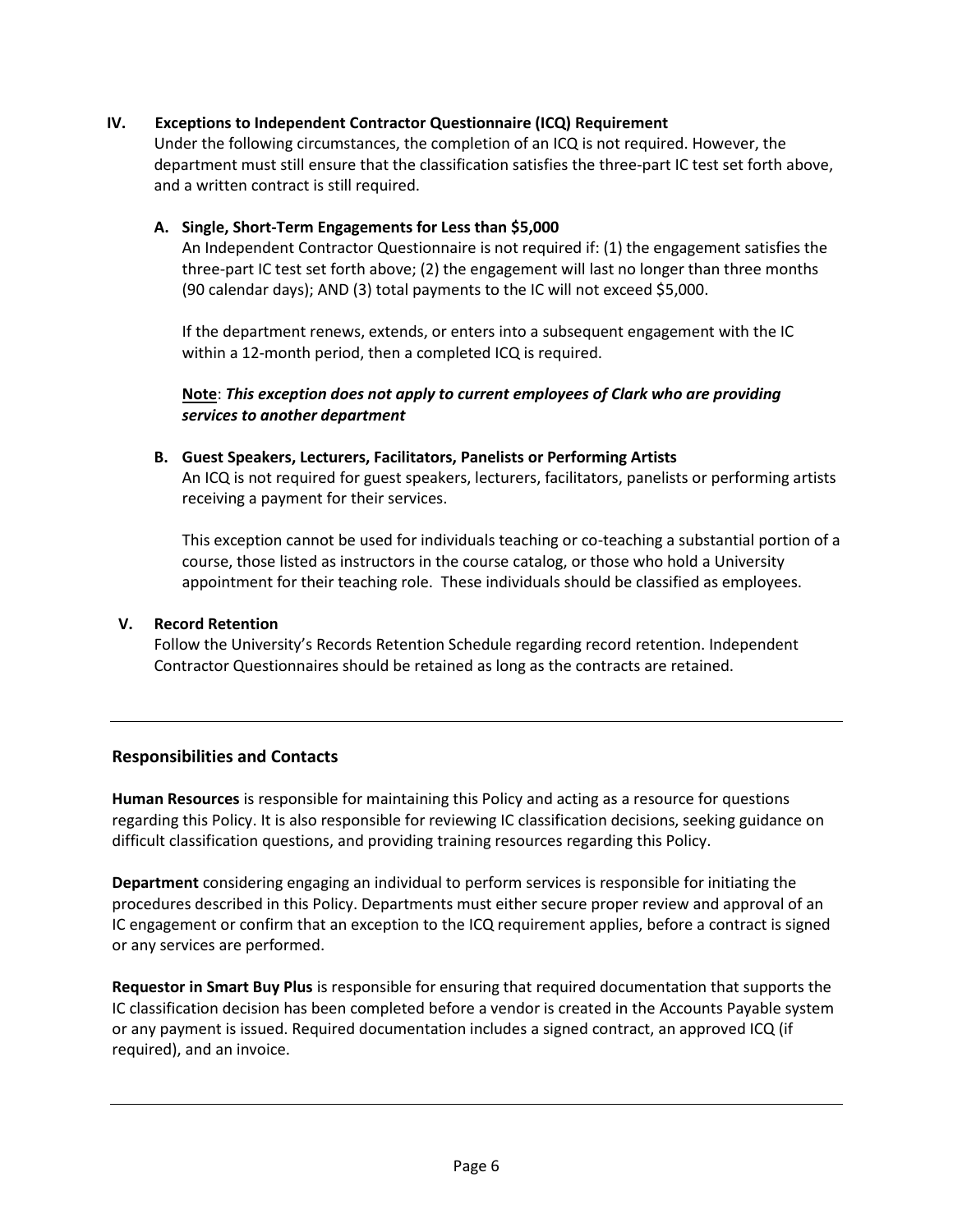## IV. Exceptions to Independent Contractor Questionnaire (ICQ) Requirement

Under the following circumstances, the completion of an ICQ is not required. However, the department must still ensure that the classification satisfies the three-part IC test set forth above, and a written contract is still required.

### A. Single, Short-Term Engagements for Less than $5,000

An Independent Contractor Questionnaire is not required if: (1) the engagement satisfies the three-part IC test set forth above; (2) the engagement will last no longer than three months (90 calendar days); AND (3) total payments to the IC will not exceed $5,000.

If the department renews, extends, or enters into a subsequent engagement with the IC within a 12-month period, then a completed ICQ is required.

<u>**Note**</u>: ***This exception does not apply to current employees of Clark who are providing services to another department***

### B. Guest Speakers, Lecturers, Facilitators, Panelists or Performing Artists

An ICQ is not required for guest speakers, lecturers, facilitators, panelists or performing artists receiving a payment for their services.

This exception cannot be used for individuals teaching or co-teaching a substantial portion of a course, those listed as instructors in the course catalog, or those who hold a University appointment for their teaching role. These individuals should be classified as employees.

## V. Record Retention

Follow the University's Records Retention Schedule regarding record retention. Independent Contractor Questionnaires should be retained as long as the contracts are retained.

---

## Responsibilities and Contacts

**Human Resources** is responsible for maintaining this Policy and acting as a resource for questions regarding this Policy. It is also responsible for reviewing IC classification decisions, seeking guidance on difficult classification questions, and providing training resources regarding this Policy.

**Department** considering engaging an individual to perform services is responsible for initiating the procedures described in this Policy. Departments must either secure proper review and approval of an IC engagement or confirm that an exception to the ICQ requirement applies, before a contract is signed or any services are performed.

**Requestor in Smart Buy Plus** is responsible for ensuring that required documentation that supports the IC classification decision has been completed before a vendor is created in the Accounts Payable system or any payment is issued. Required documentation includes a signed contract, an approved ICQ (if required), and an invoice.

---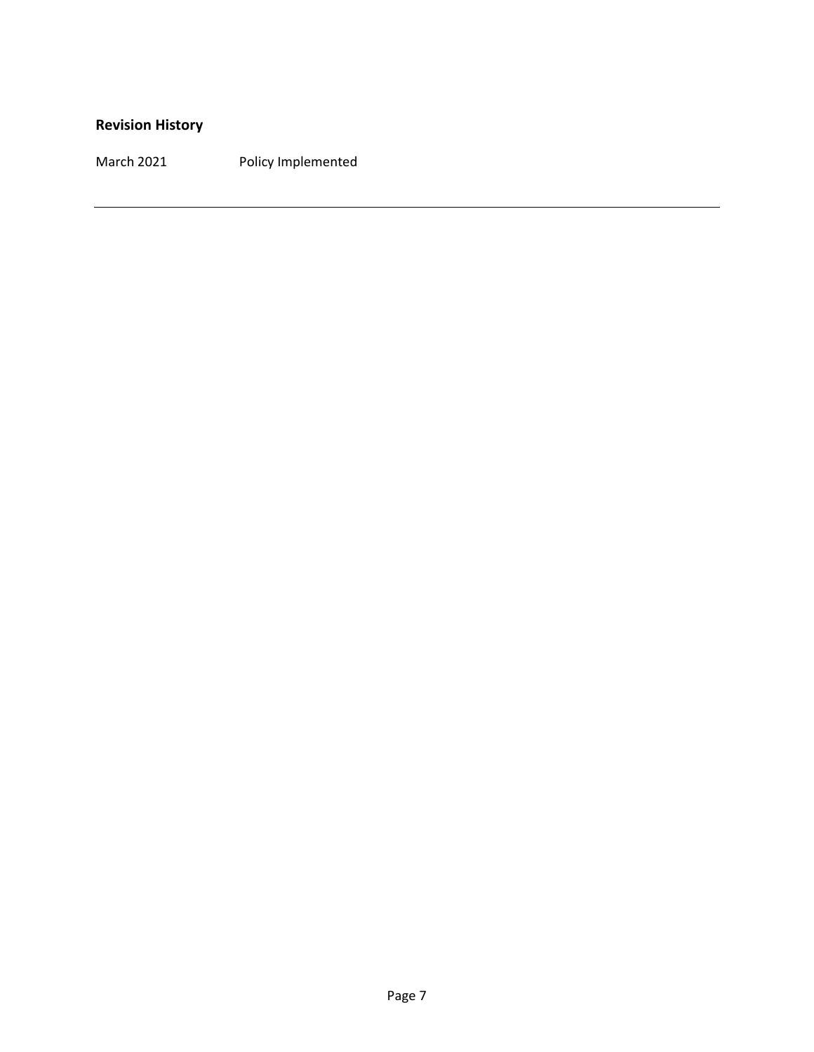**Revision History**

| | |
|---|---|
| March 2021 | Policy Implemented |

---